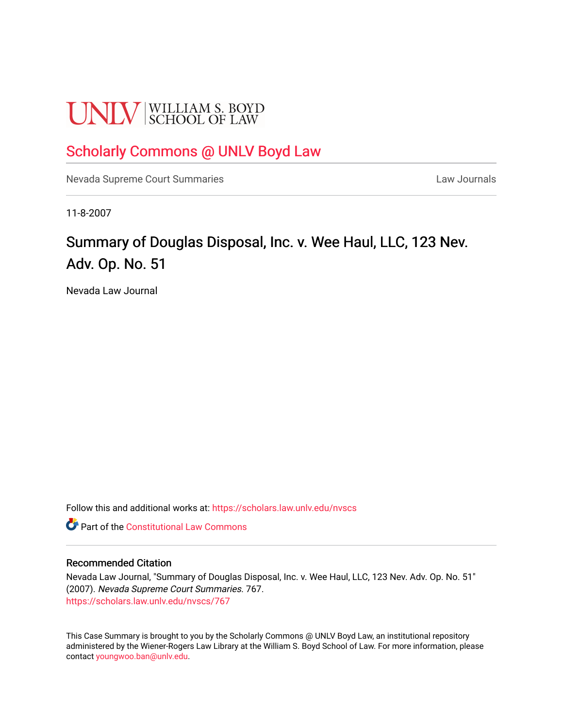UNLV | WILLIAM S. BOYD SCHOOL OF LAW

# Scholarly Commons @ UNLV Boyd Law

Nevada Supreme Court Summaries | Law Journals

11-8-2007

## Summary of Douglas Disposal, Inc. v. Wee Haul, LLC, 123 Nev. Adv. Op. No. 51

Nevada Law Journal

Follow this and additional works at: https://scholars.law.unlv.edu/nvscs

Part of the Constitutional Law Commons

### Recommended Citation

Nevada Law Journal, "Summary of Douglas Disposal, Inc. v. Wee Haul, LLC, 123 Nev. Adv. Op. No. 51" (2007). *Nevada Supreme Court Summaries*. 767.
https://scholars.law.unlv.edu/nvscs/767

This Case Summary is brought to you by the Scholarly Commons @ UNLV Boyd Law, an institutional repository administered by the Wiener-Rogers Law Library at the William S. Boyd School of Law. For more information, please contact youngwoo.ban@unlv.edu.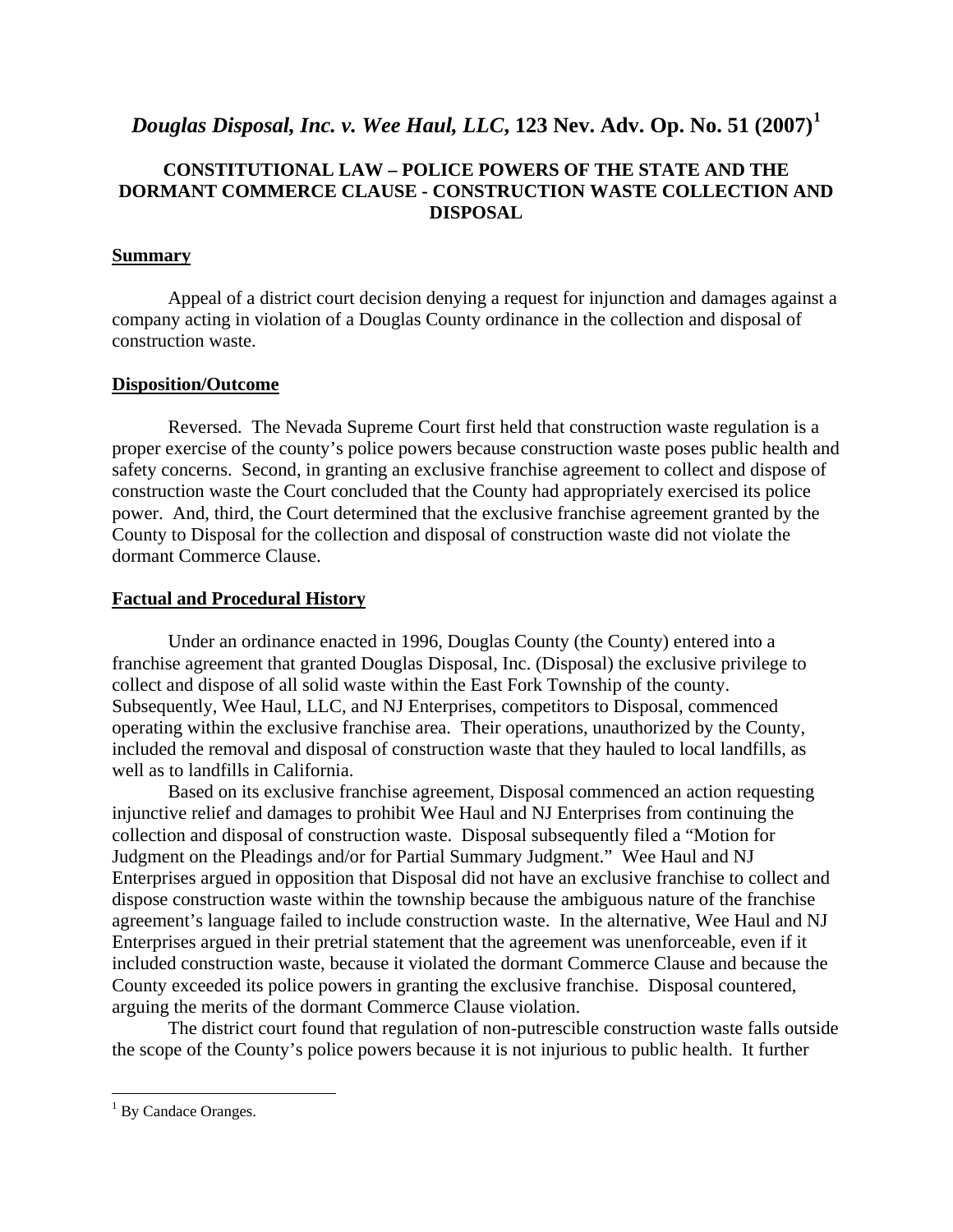# *Douglas Disposal, Inc. v. Wee Haul, LLC*, 123 Nev. Adv. Op. No. 51 (2007)[1]

## CONSTITUTIONAL LAW – POLICE POWERS OF THE STATE AND THE DORMANT COMMERCE CLAUSE - CONSTRUCTION WASTE COLLECTION AND DISPOSAL

### Summary

Appeal of a district court decision denying a request for injunction and damages against a company acting in violation of a Douglas County ordinance in the collection and disposal of construction waste.

### Disposition/Outcome

Reversed. The Nevada Supreme Court first held that construction waste regulation is a proper exercise of the county's police powers because construction waste poses public health and safety concerns. Second, in granting an exclusive franchise agreement to collect and dispose of construction waste the Court concluded that the County had appropriately exercised its police power. And, third, the Court determined that the exclusive franchise agreement granted by the County to Disposal for the collection and disposal of construction waste did not violate the dormant Commerce Clause.

### Factual and Procedural History

Under an ordinance enacted in 1996, Douglas County (the County) entered into a franchise agreement that granted Douglas Disposal, Inc. (Disposal) the exclusive privilege to collect and dispose of all solid waste within the East Fork Township of the county. Subsequently, Wee Haul, LLC, and NJ Enterprises, competitors to Disposal, commenced operating within the exclusive franchise area. Their operations, unauthorized by the County, included the removal and disposal of construction waste that they hauled to local landfills, as well as to landfills in California.

Based on its exclusive franchise agreement, Disposal commenced an action requesting injunctive relief and damages to prohibit Wee Haul and NJ Enterprises from continuing the collection and disposal of construction waste. Disposal subsequently filed a "Motion for Judgment on the Pleadings and/or for Partial Summary Judgment." Wee Haul and NJ Enterprises argued in opposition that Disposal did not have an exclusive franchise to collect and dispose construction waste within the township because the ambiguous nature of the franchise agreement's language failed to include construction waste. In the alternative, Wee Haul and NJ Enterprises argued in their pretrial statement that the agreement was unenforceable, even if it included construction waste, because it violated the dormant Commerce Clause and because the County exceeded its police powers in granting the exclusive franchise. Disposal countered, arguing the merits of the dormant Commerce Clause violation.

The district court found that regulation of non-putrescible construction waste falls outside the scope of the County's police powers because it is not injurious to public health. It further

---

[1] By Candace Oranges.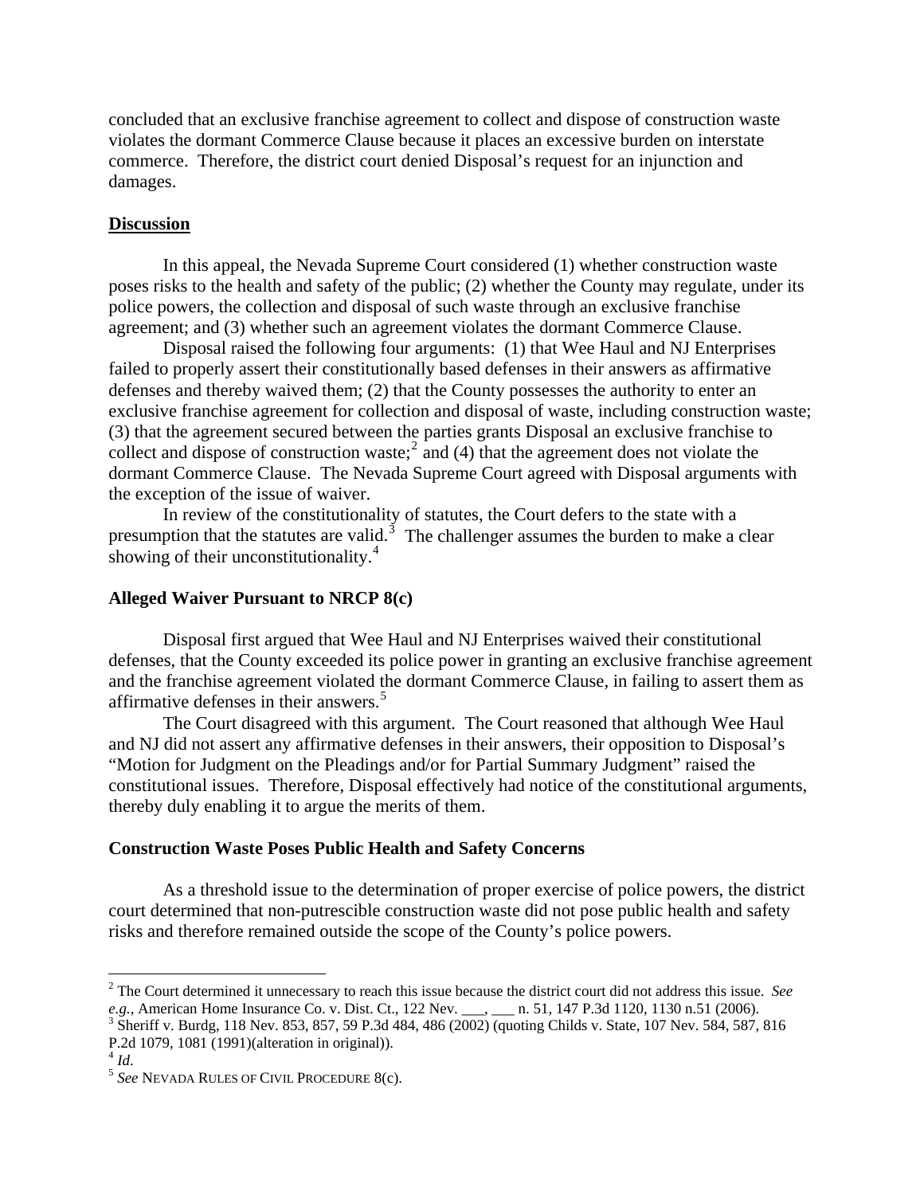concluded that an exclusive franchise agreement to collect and dispose of construction waste violates the dormant Commerce Clause because it places an excessive burden on interstate commerce. Therefore, the district court denied Disposal's request for an injunction and damages.

**Discussion**

In this appeal, the Nevada Supreme Court considered (1) whether construction waste poses risks to the health and safety of the public; (2) whether the County may regulate, under its police powers, the collection and disposal of such waste through an exclusive franchise agreement; and (3) whether such an agreement violates the dormant Commerce Clause.

Disposal raised the following four arguments: (1) that Wee Haul and NJ Enterprises failed to properly assert their constitutionally based defenses in their answers as affirmative defenses and thereby waived them; (2) that the County possesses the authority to enter an exclusive franchise agreement for collection and disposal of waste, including construction waste; (3) that the agreement secured between the parties grants Disposal an exclusive franchise to collect and dispose of construction waste;[2] and (4) that the agreement does not violate the dormant Commerce Clause. The Nevada Supreme Court agreed with Disposal arguments with the exception of the issue of waiver.

In review of the constitutionality of statutes, the Court defers to the state with a presumption that the statutes are valid.[3] The challenger assumes the burden to make a clear showing of their unconstitutionality.[4]

**Alleged Waiver Pursuant to NRCP 8(c)**

Disposal first argued that Wee Haul and NJ Enterprises waived their constitutional defenses, that the County exceeded its police power in granting an exclusive franchise agreement and the franchise agreement violated the dormant Commerce Clause, in failing to assert them as affirmative defenses in their answers.[5]

The Court disagreed with this argument. The Court reasoned that although Wee Haul and NJ did not assert any affirmative defenses in their answers, their opposition to Disposal's "Motion for Judgment on the Pleadings and/or for Partial Summary Judgment" raised the constitutional issues. Therefore, Disposal effectively had notice of the constitutional arguments, thereby duly enabling it to argue the merits of them.

**Construction Waste Poses Public Health and Safety Concerns**

As a threshold issue to the determination of proper exercise of police powers, the district court determined that non-putrescible construction waste did not pose public health and safety risks and therefore remained outside the scope of the County's police powers.

---

[2] The Court determined it unnecessary to reach this issue because the district court did not address this issue. *See e.g.*, American Home Insurance Co. v. Dist. Ct., 122 Nev. ___, ___ n. 51, 147 P.3d 1120, 1130 n.51 (2006).

[3] Sheriff v. Burdg, 118 Nev. 853, 857, 59 P.3d 484, 486 (2002) (quoting Childs v. State, 107 Nev. 584, 587, 816 P.2d 1079, 1081 (1991)(alteration in original)).

[4] *Id*.

[5] *See* NEVADA RULES OF CIVIL PROCEDURE 8(c).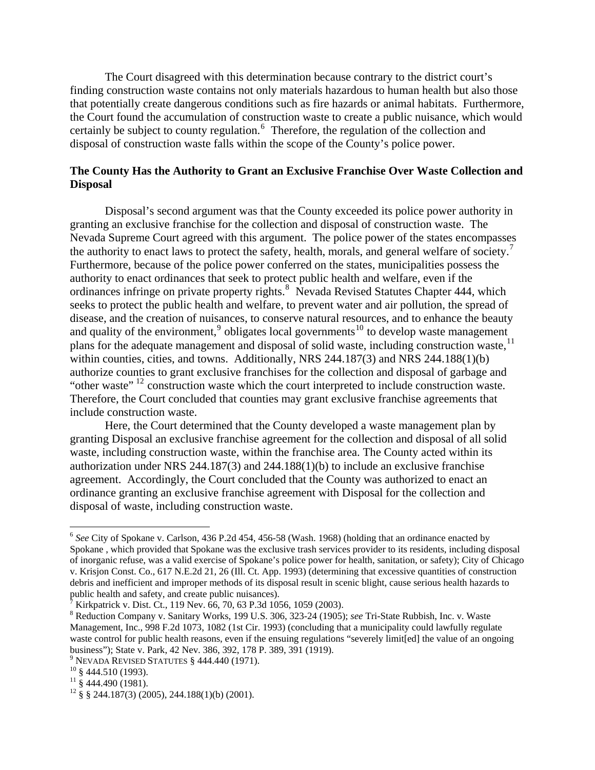The Court disagreed with this determination because contrary to the district court's finding construction waste contains not only materials hazardous to human health but also those that potentially create dangerous conditions such as fire hazards or animal habitats. Furthermore, the Court found the accumulation of construction waste to create a public nuisance, which would certainly be subject to county regulation.[6] Therefore, the regulation of the collection and disposal of construction waste falls within the scope of the County's police power.

**The County Has the Authority to Grant an Exclusive Franchise Over Waste Collection and Disposal**

Disposal's second argument was that the County exceeded its police power authority in granting an exclusive franchise for the collection and disposal of construction waste. The Nevada Supreme Court agreed with this argument. The police power of the states encompasses the authority to enact laws to protect the safety, health, morals, and general welfare of society.[7] Furthermore, because of the police power conferred on the states, municipalities possess the authority to enact ordinances that seek to protect public health and welfare, even if the ordinances infringe on private property rights.[8] Nevada Revised Statutes Chapter 444, which seeks to protect the public health and welfare, to prevent water and air pollution, the spread of disease, and the creation of nuisances, to conserve natural resources, and to enhance the beauty and quality of the environment,[9] obligates local governments[10] to develop waste management plans for the adequate management and disposal of solid waste, including construction waste,[11] within counties, cities, and towns. Additionally, NRS 244.187(3) and NRS 244.188(1)(b) authorize counties to grant exclusive franchises for the collection and disposal of garbage and "other waste" [12] construction waste which the court interpreted to include construction waste. Therefore, the Court concluded that counties may grant exclusive franchise agreements that include construction waste.

Here, the Court determined that the County developed a waste management plan by granting Disposal an exclusive franchise agreement for the collection and disposal of all solid waste, including construction waste, within the franchise area. The County acted within its authorization under NRS 244.187(3) and 244.188(1)(b) to include an exclusive franchise agreement. Accordingly, the Court concluded that the County was authorized to enact an ordinance granting an exclusive franchise agreement with Disposal for the collection and disposal of waste, including construction waste.

---

[6] *See* City of Spokane v. Carlson, 436 P.2d 454, 456-58 (Wash. 1968) (holding that an ordinance enacted by Spokane , which provided that Spokane was the exclusive trash services provider to its residents, including disposal of inorganic refuse, was a valid exercise of Spokane's police power for health, sanitation, or safety); City of Chicago v. Krisjon Const. Co., 617 N.E.2d 21, 26 (Ill. Ct. App. 1993) (determining that excessive quantities of construction debris and inefficient and improper methods of its disposal result in scenic blight, cause serious health hazards to public health and safety, and create public nuisances).

[7] Kirkpatrick v. Dist. Ct., 119 Nev. 66, 70, 63 P.3d 1056, 1059 (2003).

[8] Reduction Company v. Sanitary Works, 199 U.S. 306, 323-24 (1905); *see* Tri-State Rubbish, Inc. v. Waste Management, Inc., 998 F.2d 1073, 1082 (1st Cir. 1993) (concluding that a municipality could lawfully regulate waste control for public health reasons, even if the ensuing regulations "severely limit[ed] the value of an ongoing business"); State v. Park, 42 Nev. 386, 392, 178 P. 389, 391 (1919).

[9] NEVADA REVISED STATUTES § 444.440 (1971).

[10] § 444.510 (1993).

[11] § 444.490 (1981).

[12] § § 244.187(3) (2005), 244.188(1)(b) (2001).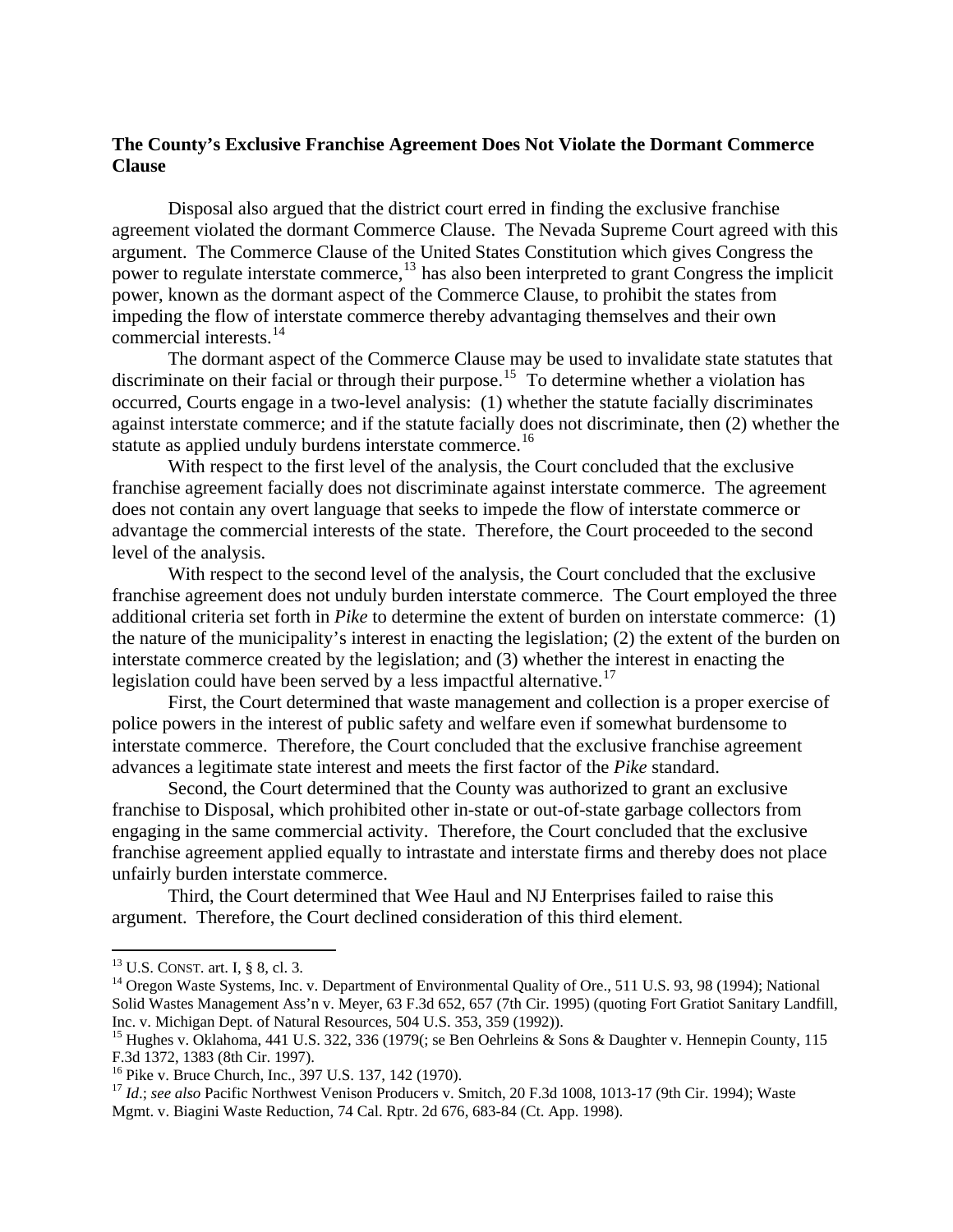**The County's Exclusive Franchise Agreement Does Not Violate the Dormant Commerce Clause**

Disposal also argued that the district court erred in finding the exclusive franchise agreement violated the dormant Commerce Clause. The Nevada Supreme Court agreed with this argument. The Commerce Clause of the United States Constitution which gives Congress the power to regulate interstate commerce,[13] has also been interpreted to grant Congress the implicit power, known as the dormant aspect of the Commerce Clause, to prohibit the states from impeding the flow of interstate commerce thereby advantaging themselves and their own commercial interests.[14]

The dormant aspect of the Commerce Clause may be used to invalidate state statutes that discriminate on their facial or through their purpose.[15] To determine whether a violation has occurred, Courts engage in a two-level analysis: (1) whether the statute facially discriminates against interstate commerce; and if the statute facially does not discriminate, then (2) whether the statute as applied unduly burdens interstate commerce.[16]

With respect to the first level of the analysis, the Court concluded that the exclusive franchise agreement facially does not discriminate against interstate commerce. The agreement does not contain any overt language that seeks to impede the flow of interstate commerce or advantage the commercial interests of the state. Therefore, the Court proceeded to the second level of the analysis.

With respect to the second level of the analysis, the Court concluded that the exclusive franchise agreement does not unduly burden interstate commerce. The Court employed the three additional criteria set forth in *Pike* to determine the extent of burden on interstate commerce: (1) the nature of the municipality's interest in enacting the legislation; (2) the extent of the burden on interstate commerce created by the legislation; and (3) whether the interest in enacting the legislation could have been served by a less impactful alternative.[17]

First, the Court determined that waste management and collection is a proper exercise of police powers in the interest of public safety and welfare even if somewhat burdensome to interstate commerce. Therefore, the Court concluded that the exclusive franchise agreement advances a legitimate state interest and meets the first factor of the *Pike* standard.

Second, the Court determined that the County was authorized to grant an exclusive franchise to Disposal, which prohibited other in-state or out-of-state garbage collectors from engaging in the same commercial activity. Therefore, the Court concluded that the exclusive franchise agreement applied equally to intrastate and interstate firms and thereby does not place unfairly burden interstate commerce.

Third, the Court determined that Wee Haul and NJ Enterprises failed to raise this argument. Therefore, the Court declined consideration of this third element.

---

[13] U.S. CONST. art. I, § 8, cl. 3.

[14] Oregon Waste Systems, Inc. v. Department of Environmental Quality of Ore., 511 U.S. 93, 98 (1994); National Solid Wastes Management Ass'n v. Meyer, 63 F.3d 652, 657 (7th Cir. 1995) (quoting Fort Gratiot Sanitary Landfill, Inc. v. Michigan Dept. of Natural Resources, 504 U.S. 353, 359 (1992)).

[15] Hughes v. Oklahoma, 441 U.S. 322, 336 (1979(; se Ben Oehrleins & Sons & Daughter v. Hennepin County, 115 F.3d 1372, 1383 (8th Cir. 1997).

[16] Pike v. Bruce Church, Inc., 397 U.S. 137, 142 (1970).

[17] *Id.*; *see also* Pacific Northwest Venison Producers v. Smitch, 20 F.3d 1008, 1013-17 (9th Cir. 1994); Waste Mgmt. v. Biagini Waste Reduction, 74 Cal. Rptr. 2d 676, 683-84 (Ct. App. 1998).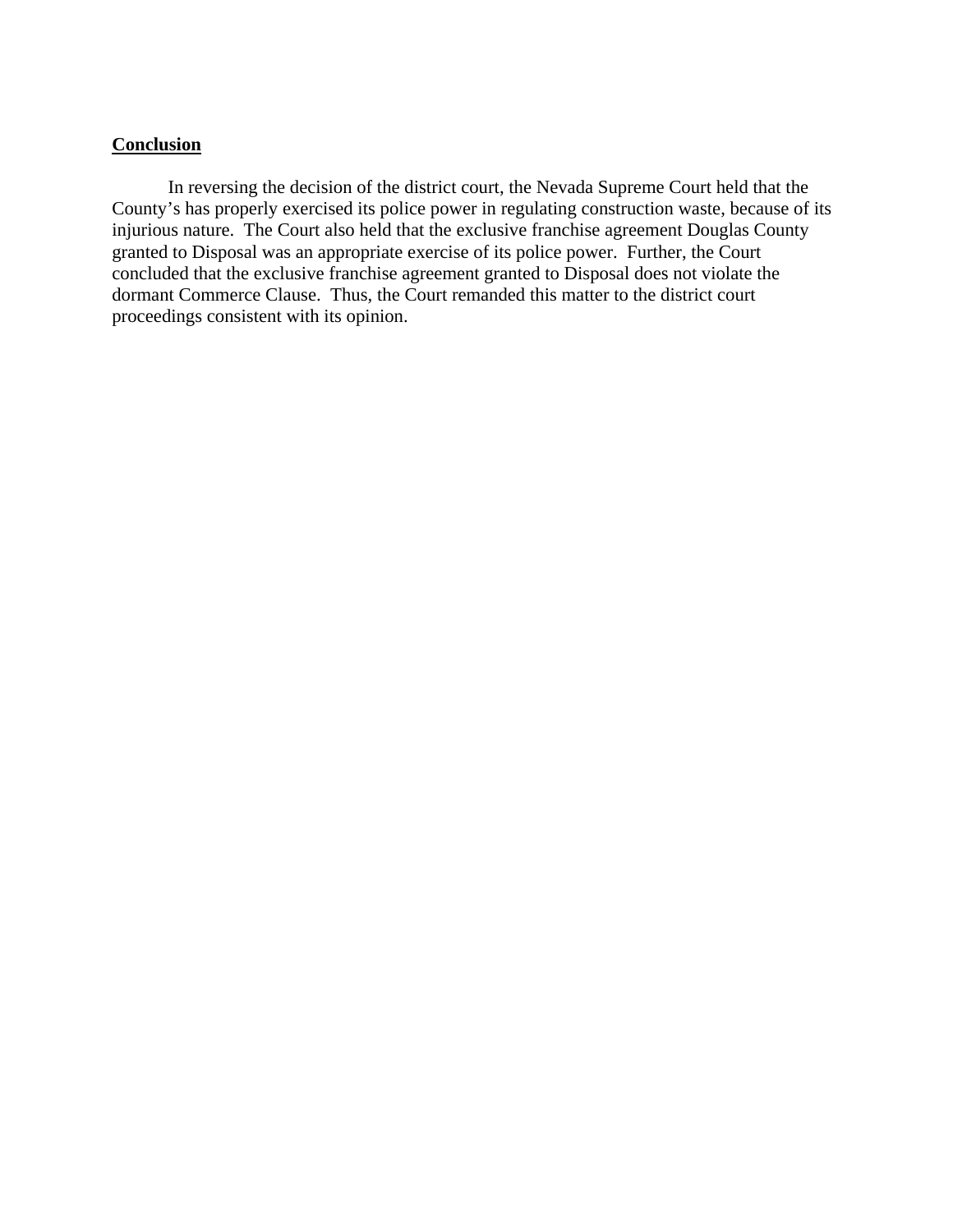**Conclusion**

In reversing the decision of the district court, the Nevada Supreme Court held that the County's has properly exercised its police power in regulating construction waste, because of its injurious nature. The Court also held that the exclusive franchise agreement Douglas County granted to Disposal was an appropriate exercise of its police power. Further, the Court concluded that the exclusive franchise agreement granted to Disposal does not violate the dormant Commerce Clause. Thus, the Court remanded this matter to the district court proceedings consistent with its opinion.